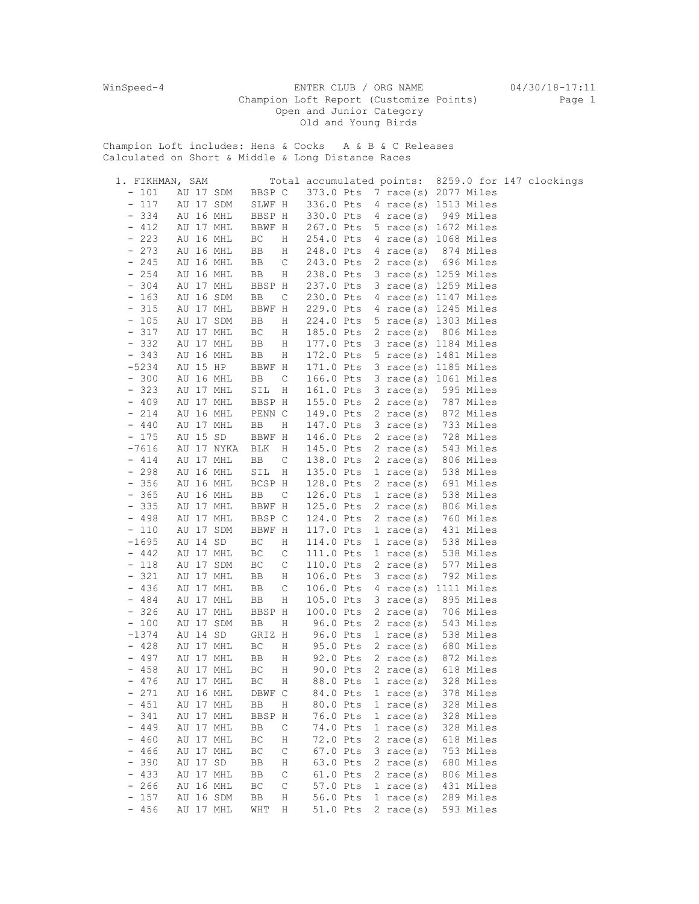WinSpeed-4 ENTER CLUB / ORG NAME 04/30/18-17:11

Champion Loft Report (Customize Points)

Open and Junior Category

Old and Young Birds

Champion Loft includes: Hens & Cocks A & B & C Releases

Calculated on Short & Middle & Long Distance Races

1. FIKHMAN, SAM Total accumulated points: 8259.0 for 147 clockings

| | | | | | | |
|---|---|---|---|---|---|---|
| - 101 | AU 17 SDM | BBSP C | 373.0 Pts | 7 race(s) | 2077 Miles |
| - 117 | AU 17 SDM | SLWF H | 336.0 Pts | 4 race(s) | 1513 Miles |
| - 334 | AU 16 MHL | BBSP H | 330.0 Pts | 4 race(s) | 949 Miles |
| - 412 | AU 17 MHL | BBWF H | 267.0 Pts | 5 race(s) | 1672 Miles |
| - 223 | AU 16 MHL | BC H | 254.0 Pts | 4 race(s) | 1068 Miles |
| - 273 | AU 16 MHL | BB H | 248.0 Pts | 4 race(s) | 874 Miles |
| - 245 | AU 16 MHL | BB C | 243.0 Pts | 2 race(s) | 696 Miles |
| - 254 | AU 16 MHL | BB H | 238.0 Pts | 3 race(s) | 1259 Miles |
| - 304 | AU 17 MHL | BBSP H | 237.0 Pts | 3 race(s) | 1259 Miles |
| - 163 | AU 16 SDM | BB C | 230.0 Pts | 4 race(s) | 1147 Miles |
| - 315 | AU 17 MHL | BBWF H | 229.0 Pts | 4 race(s) | 1245 Miles |
| - 105 | AU 17 SDM | BB H | 224.0 Pts | 5 race(s) | 1303 Miles |
| - 317 | AU 17 MHL | BC H | 185.0 Pts | 2 race(s) | 806 Miles |
| - 332 | AU 17 MHL | BB H | 177.0 Pts | 3 race(s) | 1184 Miles |
| - 343 | AU 16 MHL | BB H | 172.0 Pts | 5 race(s) | 1481 Miles |
| -5234 | AU 15 HP | BBWF H | 171.0 Pts | 3 race(s) | 1185 Miles |
| - 300 | AU 16 MHL | BB C | 166.0 Pts | 3 race(s) | 1061 Miles |
| - 323 | AU 17 MHL | SIL H | 161.0 Pts | 3 race(s) | 595 Miles |
| - 409 | AU 17 MHL | BBSP H | 155.0 Pts | 2 race(s) | 787 Miles |
| - 214 | AU 16 MHL | PENN C | 149.0 Pts | 2 race(s) | 872 Miles |
| - 440 | AU 17 MHL | BB H | 147.0 Pts | 3 race(s) | 733 Miles |
| - 175 | AU 15 SD | BBWF H | 146.0 Pts | 2 race(s) | 728 Miles |
| -7616 | AU 17 NYKA | BLK H | 145.0 Pts | 2 race(s) | 543 Miles |
| - 414 | AU 17 MHL | BB C | 138.0 Pts | 2 race(s) | 806 Miles |
| - 298 | AU 16 MHL | SIL H | 135.0 Pts | 1 race(s) | 538 Miles |
| - 356 | AU 16 MHL | BCSP H | 128.0 Pts | 2 race(s) | 691 Miles |
| - 365 | AU 16 MHL | BB C | 126.0 Pts | 1 race(s) | 538 Miles |
| - 335 | AU 17 MHL | BBWF H | 125.0 Pts | 2 race(s) | 806 Miles |
| - 498 | AU 17 MHL | BBSP C | 124.0 Pts | 2 race(s) | 760 Miles |
| - 110 | AU 17 SDM | BBWF H | 117.0 Pts | 1 race(s) | 431 Miles |
| -1695 | AU 14 SD | BC H | 114.0 Pts | 1 race(s) | 538 Miles |
| - 442 | AU 17 MHL | BC C | 111.0 Pts | 1 race(s) | 538 Miles |
| - 118 | AU 17 SDM | BC C | 110.0 Pts | 2 race(s) | 577 Miles |
| - 321 | AU 17 MHL | BB H | 106.0 Pts | 3 race(s) | 792 Miles |
| - 436 | AU 17 MHL | BB C | 106.0 Pts | 4 race(s) | 1111 Miles |
| - 484 | AU 17 MHL | BB H | 105.0 Pts | 3 race(s) | 895 Miles |
| - 326 | AU 17 MHL | BBSP H | 100.0 Pts | 2 race(s) | 706 Miles |
| - 100 | AU 17 SDM | BB H | 96.0 Pts | 2 race(s) | 543 Miles |
| -1374 | AU 14 SD | GRIZ H | 96.0 Pts | 1 race(s) | 538 Miles |
| - 428 | AU 17 MHL | BC H | 95.0 Pts | 2 race(s) | 680 Miles |
| - 497 | AU 17 MHL | BB H | 92.0 Pts | 2 race(s) | 872 Miles |
| - 458 | AU 17 MHL | BC H | 90.0 Pts | 2 race(s) | 618 Miles |
| - 476 | AU 17 MHL | BC H | 88.0 Pts | 1 race(s) | 328 Miles |
| - 271 | AU 16 MHL | DBWF C | 84.0 Pts | 1 race(s) | 378 Miles |
| - 451 | AU 17 MHL | BB H | 80.0 Pts | 1 race(s) | 328 Miles |
| - 341 | AU 17 MHL | BBSP H | 76.0 Pts | 1 race(s) | 328 Miles |
| - 449 | AU 17 MHL | BB C | 74.0 Pts | 1 race(s) | 328 Miles |
| - 460 | AU 17 MHL | BC H | 72.0 Pts | 2 race(s) | 618 Miles |
| - 466 | AU 17 MHL | BC C | 67.0 Pts | 3 race(s) | 753 Miles |
| - 390 | AU 17 SD | BB H | 63.0 Pts | 2 race(s) | 680 Miles |
| - 433 | AU 17 MHL | BB C | 61.0 Pts | 2 race(s) | 806 Miles |
| - 266 | AU 16 MHL | BC C | 57.0 Pts | 1 race(s) | 431 Miles |
| - 157 | AU 16 SDM | BB H | 56.0 Pts | 1 race(s) | 289 Miles |
| - 456 | AU 17 MHL | WHT H | 51.0 Pts | 2 race(s) | 593 Miles |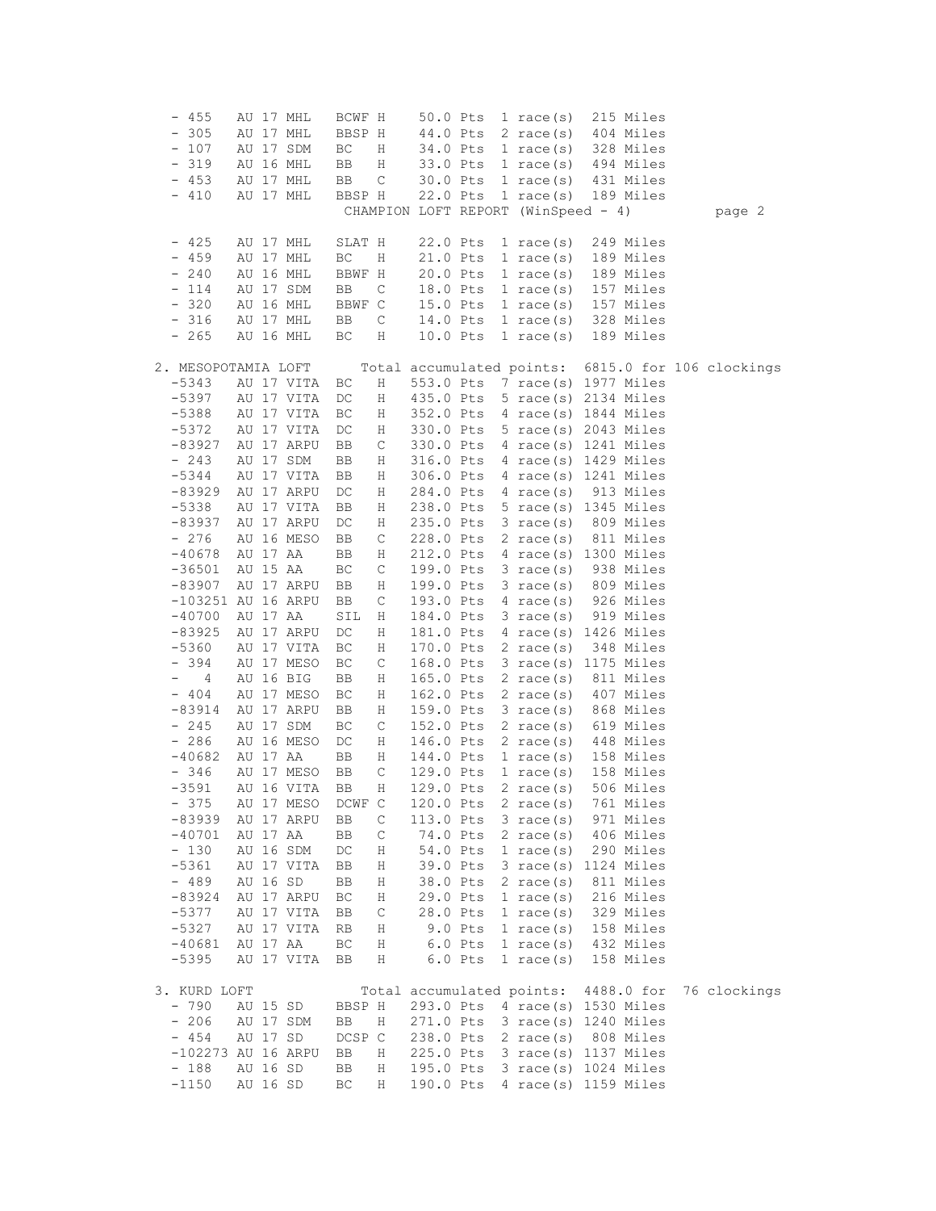| | | | | | | |
|---|---|---|---|---|---|---|
| - 455 | AU 17 MHL | BCWF H | 50.0 Pts | 1 race(s) | 215 Miles | |
| - 305 | AU 17 MHL | BBSP H | 44.0 Pts | 2 race(s) | 404 Miles | |
| - 107 | AU 17 SDM | BC H | 34.0 Pts | 1 race(s) | 328 Miles | |
| - 319 | AU 16 MHL | BB H | 33.0 Pts | 1 race(s) | 494 Miles | |
| - 453 | AU 17 MHL | BB C | 30.0 Pts | 1 race(s) | 431 Miles | |
| - 410 | AU 17 MHL | BBSP H | 22.0 Pts | 1 race(s) | 189 Miles | |

CHAMPION LOFT REPORT (WinSpeed - 4)

| | | | | | | |
|---|---|---|---|---|---|---|
| - 425 | AU 17 MHL | SLAT H | 22.0 Pts | 1 race(s) | 249 Miles | |
| - 459 | AU 17 MHL | BC H | 21.0 Pts | 1 race(s) | 189 Miles | |
| - 240 | AU 16 MHL | BBWF H | 20.0 Pts | 1 race(s) | 189 Miles | |
| - 114 | AU 17 SDM | BB C | 18.0 Pts | 1 race(s) | 157 Miles | |
| - 320 | AU 16 MHL | BBWF C | 15.0 Pts | 1 race(s) | 157 Miles | |
| - 316 | AU 17 MHL | BB C | 14.0 Pts | 1 race(s) | 328 Miles | |
| - 265 | AU 16 MHL | BC H | 10.0 Pts | 1 race(s) | 189 Miles | |

2. MESOPOTAMIA LOFT — Total accumulated points: 6815.0 for 106 clockings

| | | | | | |
|---|---|---|---|---|---|
| -5343 | AU 17 VITA | BC H | 553.0 Pts | 7 race(s) | 1977 Miles |
| -5397 | AU 17 VITA | DC H | 435.0 Pts | 5 race(s) | 2134 Miles |
| -5388 | AU 17 VITA | BC H | 352.0 Pts | 4 race(s) | 1844 Miles |
| -5372 | AU 17 VITA | DC H | 330.0 Pts | 5 race(s) | 2043 Miles |
| -83927 | AU 17 ARPU | BB C | 330.0 Pts | 4 race(s) | 1241 Miles |
| - 243 | AU 17 SDM | BB H | 316.0 Pts | 4 race(s) | 1429 Miles |
| -5344 | AU 17 VITA | BB H | 306.0 Pts | 4 race(s) | 1241 Miles |
| -83929 | AU 17 ARPU | DC H | 284.0 Pts | 4 race(s) | 913 Miles |
| -5338 | AU 17 VITA | BB H | 238.0 Pts | 5 race(s) | 1345 Miles |
| -83937 | AU 17 ARPU | DC H | 235.0 Pts | 3 race(s) | 809 Miles |
| - 276 | AU 16 MESO | BB C | 228.0 Pts | 2 race(s) | 811 Miles |
| -40678 | AU 17 AA | BB H | 212.0 Pts | 4 race(s) | 1300 Miles |
| -36501 | AU 15 AA | BC C | 199.0 Pts | 3 race(s) | 938 Miles |
| -83907 | AU 17 ARPU | BB H | 199.0 Pts | 3 race(s) | 809 Miles |
| -103251 | AU 16 ARPU | BB C | 193.0 Pts | 4 race(s) | 926 Miles |
| -40700 | AU 17 AA | SIL H | 184.0 Pts | 3 race(s) | 919 Miles |
| -83925 | AU 17 ARPU | DC H | 181.0 Pts | 4 race(s) | 1426 Miles |
| -5360 | AU 17 VITA | BC H | 170.0 Pts | 2 race(s) | 348 Miles |
| - 394 | AU 17 MESO | BC C | 168.0 Pts | 3 race(s) | 1175 Miles |
| - 4 | AU 16 BIG | BB H | 165.0 Pts | 2 race(s) | 811 Miles |
| - 404 | AU 17 MESO | BC H | 162.0 Pts | 2 race(s) | 407 Miles |
| -83914 | AU 17 ARPU | BB H | 159.0 Pts | 3 race(s) | 868 Miles |
| - 245 | AU 17 SDM | BC C | 152.0 Pts | 2 race(s) | 619 Miles |
| - 286 | AU 16 MESO | DC H | 146.0 Pts | 2 race(s) | 448 Miles |
| -40682 | AU 17 AA | BB H | 144.0 Pts | 1 race(s) | 158 Miles |
| - 346 | AU 17 MESO | BB C | 129.0 Pts | 1 race(s) | 158 Miles |
| -3591 | AU 16 VITA | BB H | 129.0 Pts | 2 race(s) | 506 Miles |
| - 375 | AU 17 MESO | DCWF C | 120.0 Pts | 2 race(s) | 761 Miles |
| -83939 | AU 17 ARPU | BB C | 113.0 Pts | 3 race(s) | 971 Miles |
| -40701 | AU 17 AA | BB C | 74.0 Pts | 2 race(s) | 406 Miles |
| - 130 | AU 16 SDM | DC H | 54.0 Pts | 1 race(s) | 290 Miles |
| -5361 | AU 17 VITA | BB H | 39.0 Pts | 3 race(s) | 1124 Miles |
| - 489 | AU 16 SD | BB H | 38.0 Pts | 2 race(s) | 811 Miles |
| -83924 | AU 17 ARPU | BC H | 29.0 Pts | 1 race(s) | 216 Miles |
| -5377 | AU 17 VITA | BB C | 28.0 Pts | 1 race(s) | 329 Miles |
| -5327 | AU 17 VITA | RB H | 9.0 Pts | 1 race(s) | 158 Miles |
| -40681 | AU 17 AA | BC H | 6.0 Pts | 1 race(s) | 432 Miles |
| -5395 | AU 17 VITA | BB H | 6.0 Pts | 1 race(s) | 158 Miles |

3. KURD LOFT — Total accumulated points: 4488.0 for 76 clockings

| | | | | | |
|---|---|---|---|---|---|
| - 790 | AU 15 SD | BBSP H | 293.0 Pts | 4 race(s) | 1530 Miles |
| - 206 | AU 17 SDM | BB H | 271.0 Pts | 3 race(s) | 1240 Miles |
| - 454 | AU 17 SD | DCSP C | 238.0 Pts | 2 race(s) | 808 Miles |
| -102273 | AU 16 ARPU | BB H | 225.0 Pts | 3 race(s) | 1137 Miles |
| - 188 | AU 16 SD | BB H | 195.0 Pts | 3 race(s) | 1024 Miles |
| -1150 | AU 16 SD | BC H | 190.0 Pts | 4 race(s) | 1159 Miles |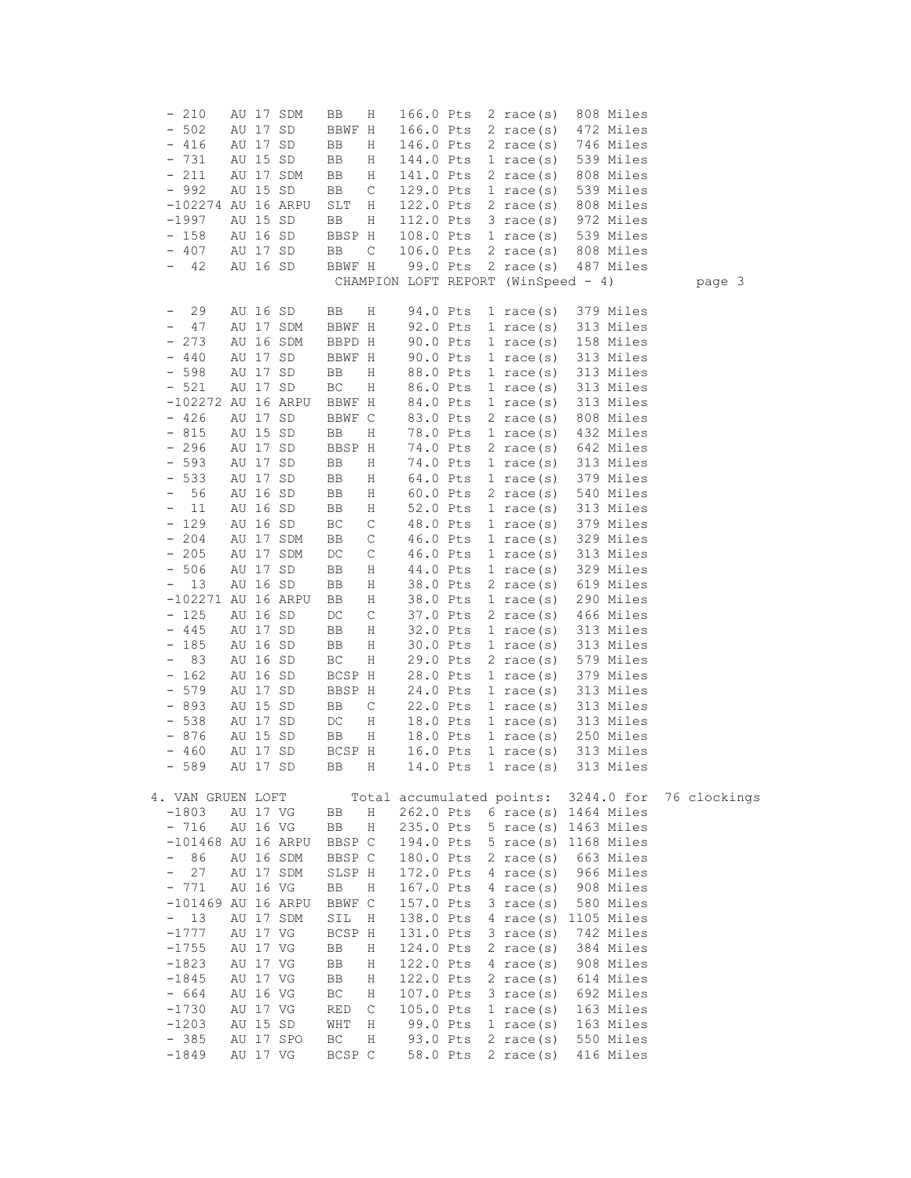| | | | | | | |
|---|---|---|---|---|---|---|
| - 210 | AU 17 SDM | BB H | 166.0 Pts | 2 race(s) | 808 Miles | |
| - 502 | AU 17 SD | BBWF H | 166.0 Pts | 2 race(s) | 472 Miles | |
| - 416 | AU 17 SD | BB H | 146.0 Pts | 2 race(s) | 746 Miles | |
| - 731 | AU 15 SD | BB H | 144.0 Pts | 1 race(s) | 539 Miles | |
| - 211 | AU 17 SDM | BB H | 141.0 Pts | 2 race(s) | 808 Miles | |
| - 992 | AU 15 SD | BB C | 129.0 Pts | 1 race(s) | 539 Miles | |
| -102274 | AU 16 ARPU | SLT H | 122.0 Pts | 2 race(s) | 808 Miles | |
| -1997 | AU 15 SD | BB H | 112.0 Pts | 3 race(s) | 972 Miles | |
| - 158 | AU 16 SD | BBSP H | 108.0 Pts | 1 race(s) | 539 Miles | |
| - 407 | AU 17 SD | BB C | 106.0 Pts | 2 race(s) | 808 Miles | |
| - 42 | AU 16 SD | BBWF H | 99.0 Pts | 2 race(s) | 487 Miles | |

CHAMPION LOFT REPORT (WinSpeed - 4)

| | | | | | | |
|---|---|---|---|---|---|---|
| - 29 | AU 16 SD | BB H | 94.0 Pts | 1 race(s) | 379 Miles | |
| - 47 | AU 17 SDM | BBWF H | 92.0 Pts | 1 race(s) | 313 Miles | |
| - 273 | AU 16 SDM | BBPD H | 90.0 Pts | 1 race(s) | 158 Miles | |
| - 440 | AU 17 SD | BBWF H | 90.0 Pts | 1 race(s) | 313 Miles | |
| - 598 | AU 17 SD | BB H | 88.0 Pts | 1 race(s) | 313 Miles | |
| - 521 | AU 17 SD | BC H | 86.0 Pts | 1 race(s) | 313 Miles | |
| -102272 | AU 16 ARPU | BBWF H | 84.0 Pts | 1 race(s) | 313 Miles | |
| - 426 | AU 17 SD | BBWF C | 83.0 Pts | 2 race(s) | 808 Miles | |
| - 815 | AU 15 SD | BB H | 78.0 Pts | 1 race(s) | 432 Miles | |
| - 296 | AU 17 SD | BBSP H | 74.0 Pts | 2 race(s) | 642 Miles | |
| - 593 | AU 17 SD | BB H | 74.0 Pts | 1 race(s) | 313 Miles | |
| - 533 | AU 17 SD | BB H | 64.0 Pts | 1 race(s) | 379 Miles | |
| - 56 | AU 16 SD | BB H | 60.0 Pts | 2 race(s) | 540 Miles | |
| - 11 | AU 16 SD | BB H | 52.0 Pts | 1 race(s) | 313 Miles | |
| - 129 | AU 16 SD | BC C | 48.0 Pts | 1 race(s) | 379 Miles | |
| - 204 | AU 17 SDM | BB C | 46.0 Pts | 1 race(s) | 329 Miles | |
| - 205 | AU 17 SDM | DC C | 46.0 Pts | 1 race(s) | 313 Miles | |
| - 506 | AU 17 SD | BB H | 44.0 Pts | 1 race(s) | 329 Miles | |
| - 13 | AU 16 SD | BB H | 38.0 Pts | 2 race(s) | 619 Miles | |
| -102271 | AU 16 ARPU | BB H | 38.0 Pts | 1 race(s) | 290 Miles | |
| - 125 | AU 16 SD | DC C | 37.0 Pts | 2 race(s) | 466 Miles | |
| - 445 | AU 17 SD | BB H | 32.0 Pts | 1 race(s) | 313 Miles | |
| - 185 | AU 16 SD | BB H | 30.0 Pts | 1 race(s) | 313 Miles | |
| - 83 | AU 16 SD | BC H | 29.0 Pts | 2 race(s) | 579 Miles | |
| - 162 | AU 16 SD | BCSP H | 28.0 Pts | 1 race(s) | 379 Miles | |
| - 579 | AU 17 SD | BBSP H | 24.0 Pts | 1 race(s) | 313 Miles | |
| - 893 | AU 15 SD | BB C | 22.0 Pts | 1 race(s) | 313 Miles | |
| - 538 | AU 17 SD | DC H | 18.0 Pts | 1 race(s) | 313 Miles | |
| - 876 | AU 15 SD | BB H | 18.0 Pts | 1 race(s) | 250 Miles | |
| - 460 | AU 17 SD | BCSP H | 16.0 Pts | 1 race(s) | 313 Miles | |
| - 589 | AU 17 SD | BB H | 14.0 Pts | 1 race(s) | 313 Miles | |

4. VAN GRUEN LOFT — Total accumulated points: 3244.0 for 76 clockings

| | | | | | |
|---|---|---|---|---|---|
| -1803 | AU 17 VG | BB H | 262.0 Pts | 6 race(s) | 1464 Miles |
| - 716 | AU 16 VG | BB H | 235.0 Pts | 5 race(s) | 1463 Miles |
| -101468 | AU 16 ARPU | BBSP C | 194.0 Pts | 5 race(s) | 1168 Miles |
| - 86 | AU 16 SDM | BBSP C | 180.0 Pts | 2 race(s) | 663 Miles |
| - 27 | AU 17 SDM | SLSP H | 172.0 Pts | 4 race(s) | 966 Miles |
| - 771 | AU 16 VG | BB H | 167.0 Pts | 4 race(s) | 908 Miles |
| -101469 | AU 16 ARPU | BBWF C | 157.0 Pts | 3 race(s) | 580 Miles |
| - 13 | AU 17 SDM | SIL H | 138.0 Pts | 4 race(s) | 1105 Miles |
| -1777 | AU 17 VG | BCSP H | 131.0 Pts | 3 race(s) | 742 Miles |
| -1755 | AU 17 VG | BB H | 124.0 Pts | 2 race(s) | 384 Miles |
| -1823 | AU 17 VG | BB H | 122.0 Pts | 4 race(s) | 908 Miles |
| -1845 | AU 17 VG | BB H | 122.0 Pts | 2 race(s) | 614 Miles |
| - 664 | AU 16 VG | BC H | 107.0 Pts | 3 race(s) | 692 Miles |
| -1730 | AU 17 VG | RED C | 105.0 Pts | 1 race(s) | 163 Miles |
| -1203 | AU 15 SD | WHT H | 99.0 Pts | 1 race(s) | 163 Miles |
| - 385 | AU 17 SPO | BC H | 93.0 Pts | 2 race(s) | 550 Miles |
| -1849 | AU 17 VG | BCSP C | 58.0 Pts | 2 race(s) | 416 Miles |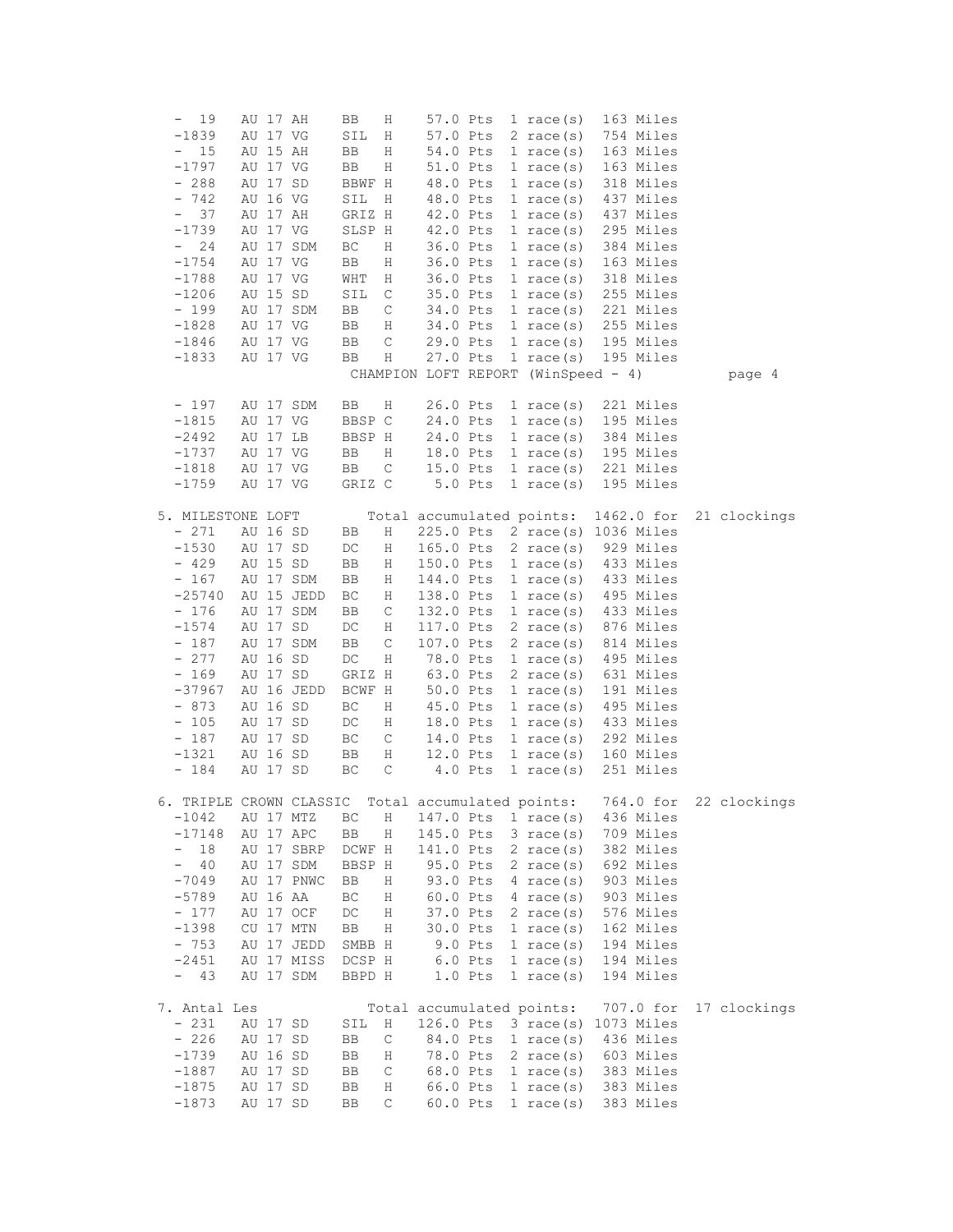| | | | | | | |
|---|---|---|---|---|---|---|
| - 19 | AU 17 AH | BB H | 57.0 Pts | 1 race(s) | 163 Miles | |
| -1839 | AU 17 VG | SIL H | 57.0 Pts | 2 race(s) | 754 Miles | |
| - 15 | AU 15 AH | BB H | 54.0 Pts | 1 race(s) | 163 Miles | |
| -1797 | AU 17 VG | BB H | 51.0 Pts | 1 race(s) | 163 Miles | |
| - 288 | AU 17 SD | BBWF H | 48.0 Pts | 1 race(s) | 318 Miles | |
| - 742 | AU 16 VG | SIL H | 48.0 Pts | 1 race(s) | 437 Miles | |
| - 37 | AU 17 AH | GRIZ H | 42.0 Pts | 1 race(s) | 437 Miles | |
| -1739 | AU 17 VG | SLSP H | 42.0 Pts | 1 race(s) | 295 Miles | |
| - 24 | AU 17 SDM | BC H | 36.0 Pts | 1 race(s) | 384 Miles | |
| -1754 | AU 17 VG | BB H | 36.0 Pts | 1 race(s) | 163 Miles | |
| -1788 | AU 17 VG | WHT H | 36.0 Pts | 1 race(s) | 318 Miles | |
| -1206 | AU 15 SD | SIL C | 35.0 Pts | 1 race(s) | 255 Miles | |
| - 199 | AU 17 SDM | BB C | 34.0 Pts | 1 race(s) | 221 Miles | |
| -1828 | AU 17 VG | BB H | 34.0 Pts | 1 race(s) | 255 Miles | |
| -1846 | AU 17 VG | BB C | 29.0 Pts | 1 race(s) | 195 Miles | |
| -1833 | AU 17 VG | BB H | 27.0 Pts | 1 race(s) | 195 Miles | |

CHAMPION LOFT REPORT (WinSpeed - 4)

| | | | | | | |
|---|---|---|---|---|---|---|
| - 197 | AU 17 SDM | BB H | 26.0 Pts | 1 race(s) | 221 Miles | |
| -1815 | AU 17 VG | BBSP C | 24.0 Pts | 1 race(s) | 195 Miles | |
| -2492 | AU 17 LB | BBSP H | 24.0 Pts | 1 race(s) | 384 Miles | |
| -1737 | AU 17 VG | BB H | 18.0 Pts | 1 race(s) | 195 Miles | |
| -1818 | AU 17 VG | BB C | 15.0 Pts | 1 race(s) | 221 Miles | |
| -1759 | AU 17 VG | GRIZ C | 5.0 Pts | 1 race(s) | 195 Miles | |

5. MILESTONE LOFT — Total accumulated points: 1462.0 for 21 clockings

| | | | | | |
|---|---|---|---|---|---|
| - 271 | AU 16 SD | BB H | 225.0 Pts | 2 race(s) | 1036 Miles |
| -1530 | AU 17 SD | DC H | 165.0 Pts | 2 race(s) | 929 Miles |
| - 429 | AU 15 SD | BB H | 150.0 Pts | 1 race(s) | 433 Miles |
| - 167 | AU 17 SDM | BB H | 144.0 Pts | 1 race(s) | 433 Miles |
| -25740 | AU 15 JEDD | BC H | 138.0 Pts | 1 race(s) | 495 Miles |
| - 176 | AU 17 SDM | BB C | 132.0 Pts | 1 race(s) | 433 Miles |
| -1574 | AU 17 SD | DC H | 117.0 Pts | 2 race(s) | 876 Miles |
| - 187 | AU 17 SDM | BB C | 107.0 Pts | 2 race(s) | 814 Miles |
| - 277 | AU 16 SD | DC H | 78.0 Pts | 1 race(s) | 495 Miles |
| - 169 | AU 17 SD | GRIZ H | 63.0 Pts | 2 race(s) | 631 Miles |
| -37967 | AU 16 JEDD | BCWF H | 50.0 Pts | 1 race(s) | 191 Miles |
| - 873 | AU 16 SD | BC H | 45.0 Pts | 1 race(s) | 495 Miles |
| - 105 | AU 17 SD | DC H | 18.0 Pts | 1 race(s) | 433 Miles |
| - 187 | AU 17 SD | BC C | 14.0 Pts | 1 race(s) | 292 Miles |
| -1321 | AU 16 SD | BB H | 12.0 Pts | 1 race(s) | 160 Miles |
| - 184 | AU 17 SD | BC C | 4.0 Pts | 1 race(s) | 251 Miles |

6. TRIPLE CROWN CLASSIC — Total accumulated points: 764.0 for 22 clockings

| | | | | | |
|---|---|---|---|---|---|
| -1042 | AU 17 MTZ | BC H | 147.0 Pts | 1 race(s) | 436 Miles |
| -17148 | AU 17 APC | BB H | 145.0 Pts | 3 race(s) | 709 Miles |
| - 18 | AU 17 SBRP | DCWF H | 141.0 Pts | 2 race(s) | 382 Miles |
| - 40 | AU 17 SDM | BBSP H | 95.0 Pts | 2 race(s) | 692 Miles |
| -7049 | AU 17 PNWC | BB H | 93.0 Pts | 4 race(s) | 903 Miles |
| -5789 | AU 16 AA | BC H | 60.0 Pts | 4 race(s) | 903 Miles |
| - 177 | AU 17 OCF | DC H | 37.0 Pts | 2 race(s) | 576 Miles |
| -1398 | CU 17 MTN | BB H | 30.0 Pts | 1 race(s) | 162 Miles |
| - 753 | AU 17 JEDD | SMBB H | 9.0 Pts | 1 race(s) | 194 Miles |
| -2451 | AU 17 MISS | DCSP H | 6.0 Pts | 1 race(s) | 194 Miles |
| - 43 | AU 17 SDM | BBPD H | 1.0 Pts | 1 race(s) | 194 Miles |

7. Antal Les — Total accumulated points: 707.0 for 17 clockings

| | | | | | |
|---|---|---|---|---|---|
| - 231 | AU 17 SD | SIL H | 126.0 Pts | 3 race(s) | 1073 Miles |
| - 226 | AU 17 SD | BB C | 84.0 Pts | 1 race(s) | 436 Miles |
| -1739 | AU 16 SD | BB H | 78.0 Pts | 2 race(s) | 603 Miles |
| -1887 | AU 17 SD | BB C | 68.0 Pts | 1 race(s) | 383 Miles |
| -1875 | AU 17 SD | BB H | 66.0 Pts | 1 race(s) | 383 Miles |
| -1873 | AU 17 SD | BB C | 60.0 Pts | 1 race(s) | 383 Miles |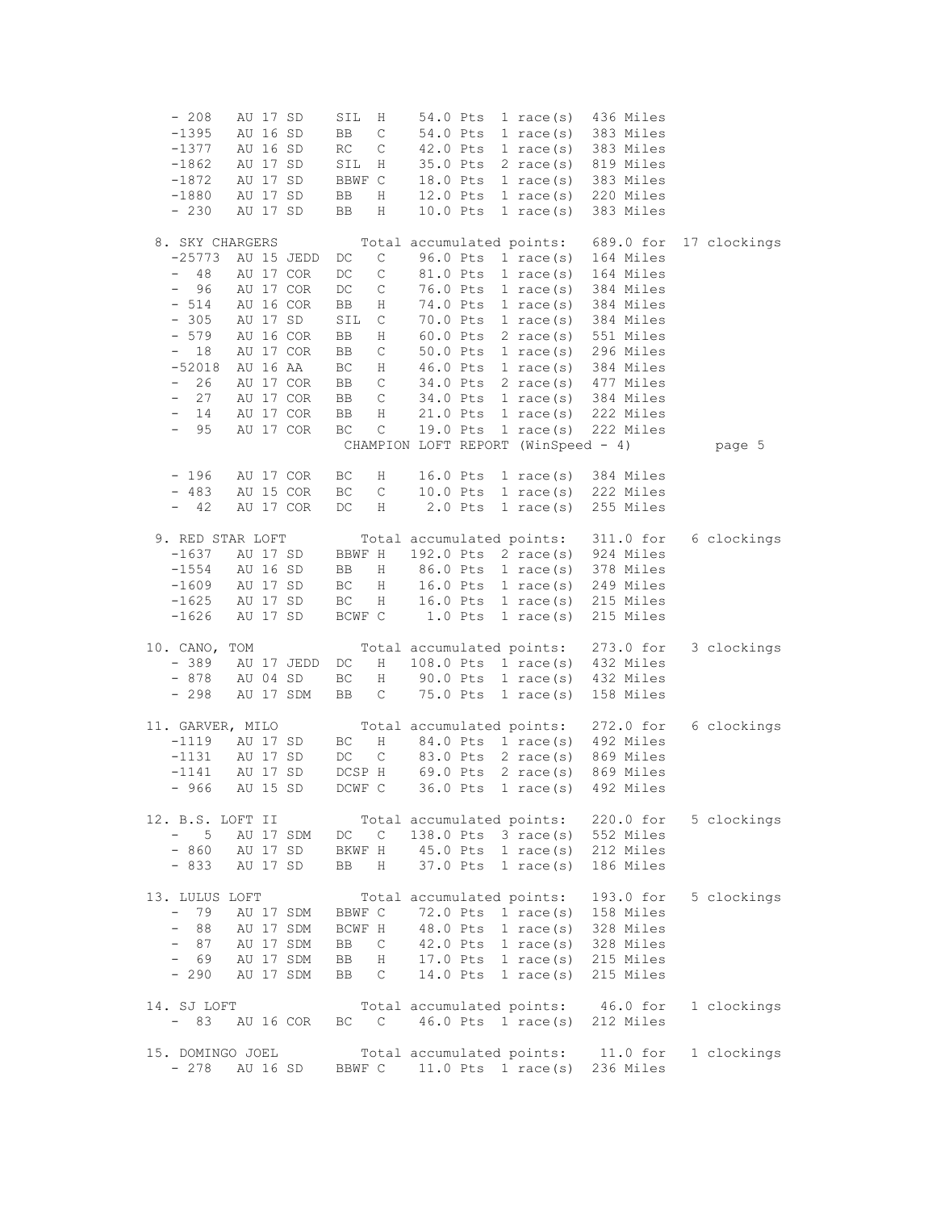```
   - 208    AU 17 SD     SIL  H     54.0 Pts  1 race(s)  436 Miles
   -1395    AU 16 SD     BB   C     54.0 Pts  1 race(s)  383 Miles
   -1377    AU 16 SD     RC   C     42.0 Pts  1 race(s)  383 Miles
   -1862    AU 17 SD     SIL  H     35.0 Pts  2 race(s)  819 Miles
   -1872    AU 17 SD     BBWF C     18.0 Pts  1 race(s)  383 Miles
   -1880    AU 17 SD     BB   H     12.0 Pts  1 race(s)  220 Miles
   - 230    AU 17 SD     BB   H     10.0 Pts  1 race(s)  383 Miles

 8. SKY CHARGERS            Total accumulated points:   689.0 for  17 clockings
   -25773  AU 15 JEDD  DC   C     96.0 Pts  1 race(s)  164 Miles
   -  48    AU 17 COR   DC   C     81.0 Pts  1 race(s)  164 Miles
   -  96    AU 17 COR   DC   C     76.0 Pts  1 race(s)  384 Miles
   - 514    AU 16 COR   BB   H     74.0 Pts  1 race(s)  384 Miles
   - 305    AU 17 SD    SIL  C     70.0 Pts  1 race(s)  384 Miles
   - 579    AU 16 COR   BB   H     60.0 Pts  2 race(s)  551 Miles
   -  18    AU 17 COR   BB   C     50.0 Pts  1 race(s)  296 Miles
   -52018   AU 16 AA    BC   H     46.0 Pts  1 race(s)  384 Miles
   -  26    AU 17 COR   BB   C     34.0 Pts  2 race(s)  477 Miles
   -  27    AU 17 COR   BB   C     34.0 Pts  1 race(s)  384 Miles
   -  14    AU 17 COR   BB   H     21.0 Pts  1 race(s)  222 Miles
   -  95    AU 17 COR   BC   C     19.0 Pts  1 race(s)  222 Miles
                         CHAMPION LOFT REPORT (WinSpeed - 4)          page 5

   - 196    AU 17 COR   BC   H     16.0 Pts  1 race(s)  384 Miles
   - 483    AU 15 COR   BC   C     10.0 Pts  1 race(s)  222 Miles
   -  42    AU 17 COR   DC   H      2.0 Pts  1 race(s)  255 Miles

 9. RED STAR LOFT           Total accumulated points:   311.0 for   6 clockings
   -1637    AU 17 SD     BBWF H    192.0 Pts  2 race(s)  924 Miles
   -1554    AU 16 SD     BB   H     86.0 Pts  1 race(s)  378 Miles
   -1609    AU 17 SD     BC   H     16.0 Pts  1 race(s)  249 Miles
   -1625    AU 17 SD     BC   H     16.0 Pts  1 race(s)  215 Miles
   -1626    AU 17 SD     BCWF C      1.0 Pts  1 race(s)  215 Miles

10. CANO, TOM               Total accumulated points:   273.0 for   3 clockings
   - 389    AU 17 JEDD  DC   H    108.0 Pts  1 race(s)  432 Miles
   - 878    AU 04 SD    BC   H     90.0 Pts  1 race(s)  432 Miles
   - 298    AU 17 SDM   BB   C     75.0 Pts  1 race(s)  158 Miles

11. GARVER, MILO            Total accumulated points:   272.0 for   6 clockings
   -1119    AU 17 SD     BC   H     84.0 Pts  1 race(s)  492 Miles
   -1131    AU 17 SD     DC   C     83.0 Pts  2 race(s)  869 Miles
   -1141    AU 17 SD     DCSP H     69.0 Pts  2 race(s)  869 Miles
   - 966    AU 15 SD     DCWF C     36.0 Pts  1 race(s)  492 Miles

12. B.S. LOFT II            Total accumulated points:   220.0 for   5 clockings
   -   5    AU 17 SDM   DC   C    138.0 Pts  3 race(s)  552 Miles
   - 860    AU 17 SD    BKWF H     45.0 Pts  1 race(s)  212 Miles
   - 833    AU 17 SD    BB   H     37.0 Pts  1 race(s)  186 Miles

13. LULUS LOFT              Total accumulated points:   193.0 for   5 clockings
   -  79    AU 17 SDM   BBWF C     72.0 Pts  1 race(s)  158 Miles
   -  88    AU 17 SDM   BCWF H     48.0 Pts  1 race(s)  328 Miles
   -  87    AU 17 SDM   BB   C     42.0 Pts  1 race(s)  328 Miles
   -  69    AU 17 SDM   BB   H     17.0 Pts  1 race(s)  215 Miles
   - 290    AU 17 SDM   BB   C     14.0 Pts  1 race(s)  215 Miles

14. SJ LOFT                 Total accumulated points:    46.0 for   1 clockings
   -  83    AU 16 COR   BC   C     46.0 Pts  1 race(s)  212 Miles

15. DOMINGO JOEL            Total accumulated points:    11.0 for   1 clockings
   - 278    AU 16 SD    BBWF C     11.0 Pts  1 race(s)  236 Miles
```